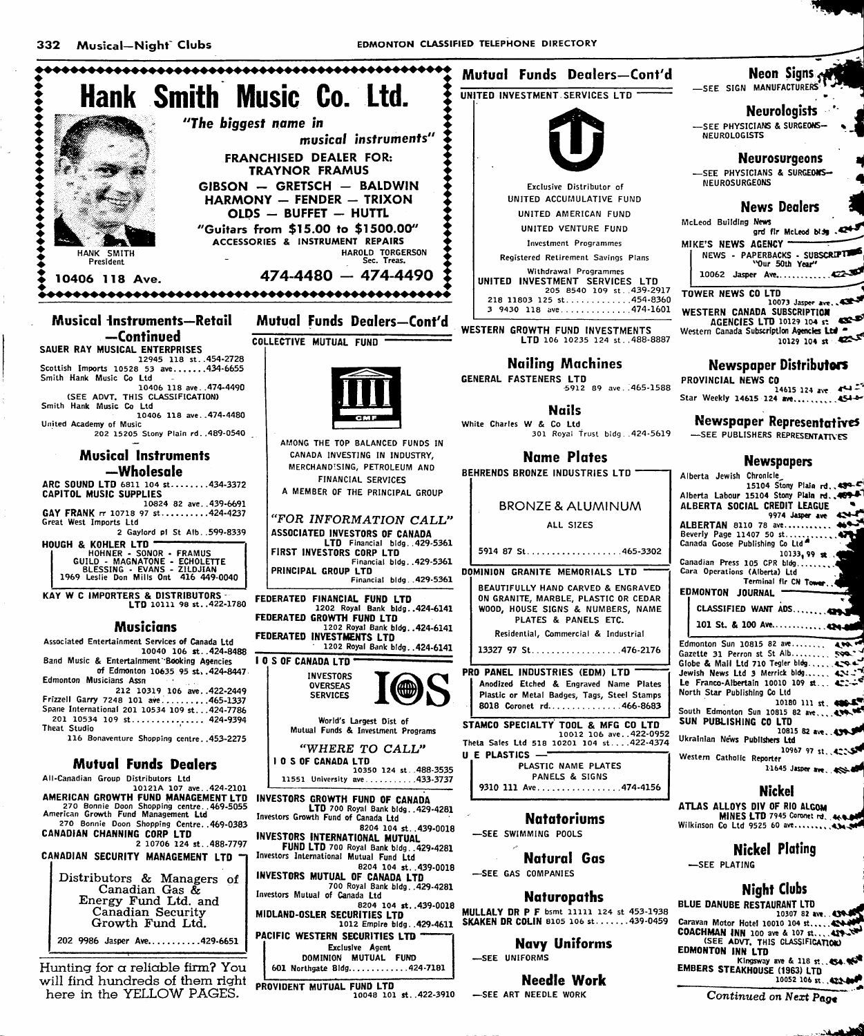## Hank Smith Music Co. Ltd.

*"The biggest name in musical instruments"*

FRANCHISED DEALER FOR:
TRAYNOR FRAMUS
GIBSON — GRETSCH — BALDWIN
HARMONY — FENDER — TRIXON
OLDS — BUFFET — HUTTL

"Guitars from $15.00 to $1500.00"

ACCESSORIES & INSTRUMENT REPAIRS

HANK SMITH
President

HAROLD TORGERSON
Sec. Treas.

10406 118 Ave.

474-4480 — 474-4490

## Musical Instruments—Retail —Continued

**SAUER RAY MUSICAL ENTERPRISES** 12945 118 st..454-2728
Scottish Imports 10528 53 ave.......434-6655
Smith Hank Music Co Ltd 10406 118 ave..474-4490
(SEE ADVT. THIS CLASSIFICATION)
Smith Hank Music Co Ltd 10406 118 ave..474-4480
United Academy of Music 202 15205 Stony Plain rd..489-0540

## Musical Instruments —Wholesale

**ARC SOUND LTD** 6811 104 st........434-3372
**CAPITOL MUSIC SUPPLIES** 10824 82 ave..439-6691
**GAY FRANK** rr 10718 97 st..........424-4237
Great West Imports Ltd 2 Gaylord pl St Alb..599-8339
**HOUGH & KOHLER LTD**
HOHNER - SONOR - FRAMUS
GUILD - MAGNATONE - ECHOLETTE
BLESSING - EVANS - ZILDJIAN
1969 Leslie Don Mills Ont 416 449-0040
**KAY W C IMPORTERS & DISTRIBUTORS LTD** 10111 98 st..422-1780

## Musicians

Associated Entertainment Services of Canada Ltd 10040 106 st..424-8488
Band Music & Entertainment Booking Agencies of Edmonton 10635 95 st..424-8447
Edmonton Musicians Assn 212 10319 106 ave..422-2449
Frizzell Garry 7248 101 ave..........465-1337
Spane International 201 10534 109 st...424-7786
201 10534 109 st................424-9394
Theat Studio 116 Bonaventure Shopping centre..453-2275

## Mutual Funds Dealers

All-Canadian Group Distributors Ltd 10121A 107 ave..424-2101
**AMERICAN GROWTH FUND MANAGEMENT LTD** 270 Bonnie Doon Shopping centre..469-5055
American Growth Fund Management Ltd 270 Bonnie Doon Shopping Centre..469-0383
**CANADIAN CHANNING CORP LTD** 2 10706 124 st..488-7797
**CANADIAN SECURITY MANAGEMENT LTD**
Distributors & Managers of Canadian Gas & Energy Fund Ltd. and Canadian Security Growth Fund Ltd.
202 9986 Jasper Ave...........429-6651

Hunting for a reliable firm? You will find hundreds of them right here in the YELLOW PAGES.

## Mutual Funds Dealers—Cont'd

**COLLECTIVE MUTUAL FUND**
CMF
AMONG THE TOP BALANCED FUNDS IN CANADA INVESTING IN INDUSTRY, MERCHANDISING, PETROLEUM AND FINANCIAL SERVICES
A MEMBER OF THE PRINCIPAL GROUP

*"FOR INFORMATION CALL"*
**ASSOCIATED INVESTORS OF CANADA LTD** Financial bldg..429-5361
**FIRST INVESTORS CORP LTD** Financial bldg..429-5361
**PRINCIPAL GROUP LTD** Financial bldg..429-5361

**FEDERATED FINANCIAL FUND LTD** 1202 Royal Bank bldg..424-6141
**FEDERATED GROWTH FUND LTD** 1202 Royal Bank bldg..424-6141
**FEDERATED INVESTMENTS LTD** 1202 Royal Bank bldg..424-6141
**I O S OF CANADA LTD**
INVESTORS OVERSEAS SERVICES — IOS
World's Largest Dist of Mutual Funds & Investment Programs
*"WHERE TO CALL"*
**I O S OF CANADA LTD** 10350 124 st..488-3535
11551 University ave...........433-3737

**INVESTORS GROWTH FUND OF CANADA LTD** 700 Royal Bank bldg..429-4281
Investors Growth Fund of Canada Ltd 8204 104 st..439-0018
**INVESTORS INTERNATIONAL MUTUAL FUND LTD** 700 Royal Bank bldg..429-4281
Investors International Mutual Fund Ltd 8204 104 st..439-0018
**INVESTORS MUTUAL OF CANADA LTD** 700 Royal Bank bldg..429-4281
Investors Mutual of Canada Ltd 8204 104 st..439-0018
**MIDLAND-OSLER SECURITIES LTD** 1012 Empire bldg..429-4611
**PACIFIC WESTERN SECURITIES LTD**
Exclusive Agent
DOMINION MUTUAL FUND
601 Northgate Bldg.............424-7181
**PROVIDENT MUTUAL FUND LTD** 10048 101 st..422-3910

## Mutual Funds Dealers—Cont'd

**UNITED INVESTMENT SERVICES LTD**
Exclusive Distributor of
UNITED ACCUMULATIVE FUND
UNITED AMERICAN FUND
UNITED VENTURE FUND
Investment Programmes
Registered Retirement Savings Plans
Withdrawal Programmes
**UNITED INVESTMENT SERVICES LTD** 205 8540 109 st..439-2917
218 11803 125 st.............454-8360
3 9430 118 ave..............474-1601

**WESTERN GROWTH FUND INVESTMENTS LTD** 106 10235 124 st..488-8887

## Nailing Machines

**GENERAL FASTENERS LTD** 5912 89 ave..465-1588

## Nails

White Charles W & Co Ltd 301 Royal Trust bldg..424-5619

## Name Plates

**BEHRENDS BRONZE INDUSTRIES LTD**
BRONZE & ALUMINUM
ALL SIZES
5914 87 St...................465-3302

**DOMINION GRANITE MEMORIALS LTD**
BEAUTIFULLY HAND CARVED & ENGRAVED ON GRANITE, MARBLE, PLASTIC OR CEDAR WOOD, HOUSE SIGNS & NUMBERS, NAME PLATES & PANELS ETC.
Residential, Commercial & Industrial
13327 97 St.................476-2176

**PRO PANEL INDUSTRIES (EDM) LTD**
Anodized Etched & Engraved Name Plates Plastic or Metal Badges, Tags, Steel Stamps
8018 Coronet rd..............466-8683

**STAMCO SPECIALTY TOOL & MFG CO LTD** 10012 106 ave..422-0952
Theta Sales Ltd 518 10201 104 st....422-4374
**U E PLASTICS**
PLASTIC NAME PLATES
PANELS & SIGNS
9310 111 Ave.................474-4156

## Natatoriums

—SEE SWIMMING POOLS

## Natural Gas

—SEE GAS COMPANIES

## Naturopaths

**MULLALY DR P F** bsmt 11111 124 st 453-1938
**SKAKEN DR COLIN** 8105 106 st.......439-0459

## Navy Uniforms

—SEE UNIFORMS

## Needle Work

—SEE ART NEEDLE WORK

## Neon Signs

—SEE SIGN MANUFACTURERS

## Neurologists

—SEE PHYSICIANS & SURGEONS—NEUROLOGISTS

## Neurosurgeons

—SEE PHYSICIANS & SURGEONS—NEUROSURGEONS

## News Dealers

McLeod Building News grd flr McLeod bldg..424-
**MIKE'S NEWS AGENCY**
NEWS - PAPERBACKS - SUBSCRIPTIONS
"Our 50th Year"
10062 Jasper Ave.............422-
**TOWER NEWS CO LTD** 10073 Jasper ave..42
**WESTERN CANADA SUBSCRIPTION AGENCIES LTD** 10129 104 st 42
Western Canada Subscription Agencies Ltd 10129 104 st 42

## Newspaper Distributors

**PROVINCIAL NEWS CO** 14615 124 ave 45
Star Weekly 14615 124 ave..........45

## Newspaper Representatives

—SEE PUBLISHERS REPRESENTATIVES

## Newspapers

Alberta Jewish Chronicle 15104 Stony Plain rd..48
Alberta Labour 15104 Stony Plain rd..48
**ALBERTA SOCIAL CREDIT LEAGUE** 9974 Jasper ave 42
**ALBERTAN** 8110 78 ave...........46
Beverly Page 11407 50 st............47
Canada Goose Publishing Co Ltd 10133 99 st
Canadian Press 105 CPR bldg.........
Cara Operations (Alberta) Ltd Terminal flr CN Tower..
**EDMONTON JOURNAL**
CLASSIFIED WANT ADS........42
101 St. & 100 Ave...........42
Edmonton Sun 10815 82 ave........4
Gazette 31 Perron st St Alb.........59
Globe & Mail Ltd 710 Tegler bldg......4
Jewish News Ltd 3 Merrick bldg......4
Le Franco-Albertain 10010 109 st....4
North Star Publishing Co Ltd 10180 111 st. 4
South Edmonton Sun 10815 82 ave....4
**SUN PUBLISHING CO LTD** 10815 82 ave..4
Ukrainian News Publishers Ltd 10967 97 st..4
Western Catholic Reporter 11645 Jasper ave..4

## Nickel

**ATLAS ALLOYS DIV OF RIO ALGOM MINES LTD** 7945 Coronet rd..4
Wilkinson Co Ltd 9525 60 ave........4

## Nickel Plating

—SEE PLATING

## Night Clubs

**BLUE DANUBE RESTAURANT LTD** 10307 82 ave..4
Caravan Motor Hotel 10010 104 st.....4
**COACHMAN INN** 100 ave & 107 st....4
(SEE ADVT. THIS CLASSIFICATION)
**EDMONTON INN LTD** Kingsway ave & 118 st..45
**EMBERS STEAKHOUSE (1963) LTD** 10052 106 st..42

*Continued on Next Page*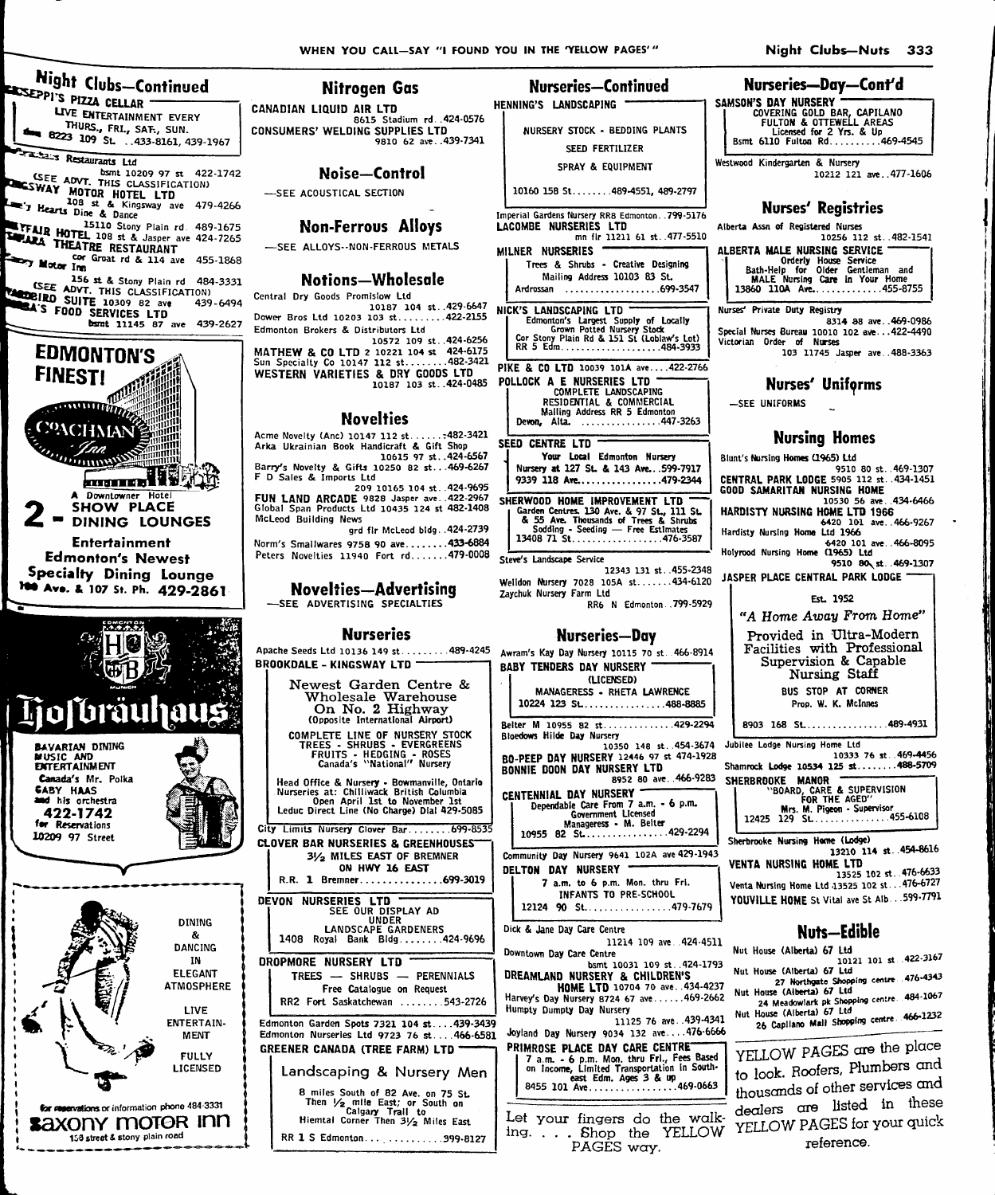## Night Clubs—Continued

**SEPPI'S PIZZA CELLAR**
LIVE ENTERTAINMENT EVERY THURS., FRI., SAT., SUN.
8223 109 St. ..433-8161, 439-1967

Restaurants Ltd bsmt 10209 97 st 422-1742
(SEE ADVT. THIS CLASSIFICATION)

**SWAY MOTOR HOTEL LTD**
108 st & Kingsway ave 479-4266

Hearts Dine & Dance
15110 Stony Plain rd. 489-1675

**FAIR HOTEL** 108 st & Jasper ave 424-7265

**THEATRE RESTAURANT**
cor Groat rd & 114 ave 455-1868

Motor Inn
156 st & Stony Plain rd 484-3331
(SEE ADVT. THIS CLASSIFICATION)

**BIRD SUITE** 10309 82 ave 439-6494

**'S FOOD SERVICES LTD**
bsmt 11145 87 ave 439-2627

**EDMONTON'S FINEST!**

COACHMAN Inn
A Downtowner Hotel
**2 - SHOW PLACE DINING LOUNGES**
Entertainment
Edmonton's Newest Specialty Dining Lounge
100 Ave. & 107 St. Ph. 429-2861

Hofbräuhaus
BAVARIAN DINING
MUSIC AND ENTERTAINMENT
Canada's Mr. Polka GABY HAAS and his orchestra
422-1742 for Reservations
10209 97 Street

DINING & DANCING IN ELEGANT ATMOSPHERE
LIVE ENTERTAINMENT
FULLY LICENSED
for reservations or information phone 484-3331
Saxony Motor Inn
156 street & stony plain road

## Nitrogen Gas

CANADIAN LIQUID AIR LTD
8615 Stadium rd..424-0576

CONSUMERS' WELDING SUPPLIES LTD
9810 62 ave..439-7341

## Noise—Control

—SEE ACOUSTICAL SECTION

## Non-Ferrous Alloys

—SEE ALLOYS--NON-FERROUS METALS

## Notions—Wholesale

Central Dry Goods Promislow Ltd
10187 104 st..429-6647

Dower Bros Ltd 10203 103 st.........422-2155

Edmonton Brokers & Distributors Ltd
10572 109 st..424-6256

MATHEW & CO LTD 2 10221 104 st 424-6175

Sun Specialty Co 10147 112 st.........482-3421

WESTERN VARIETIES & DRY GOODS LTD
10187 103 st..424-0485

## Novelties

Acme Novelty (Anc) 10147 112 st.......482-3421

Arka Ukrainian Book Handicraft & Gift Shop
10615 97 st..424-6567

Barry's Novelty & Gifts 10250 82 st...469-6267

F D Sales & Imports Ltd
209 10165 104 st..424-9695

FUN LAND ARCADE 9828 Jasper ave..422-2967

Global Span Products Ltd 10435 124 st 482-1408

McLeod Building News
grd flr McLeod bldg..424-2739

Norm's Smallwares 9758 90 ave........433-6884

Peters Novelties 11940 Fort rd.......479-0008

## Novelties—Advertising

—SEE ADVERTISING SPECIALTIES

## Nurseries

Apache Seeds Ltd 10136 149 st.........489-4245

**BROOKDALE - KINGSWAY LTD**
Newest Garden Centre & Wholesale Warehouse
On No. 2 Highway
(Opposite International Airport)
COMPLETE LINE OF NURSERY STOCK
TREES - SHRUBS - EVERGREENS
FRUITS - HEDGING - ROSES
Canada's "National" Nursery
Head Office & Nursery - Bowmanville, Ontario
Nurseries at: Chilliwack British Columbia
Open April 1st to November 1st
Leduc Direct Line (No Charge) Dial 429-5085

City Limits Nursery Clover Bar.........699-8535

**CLOVER BAR NURSERIES & GREENHOUSES**
3½ MILES EAST OF BREMNER
ON HWY 16 EAST
R.R. 1 Bremner...............699-3019

**DEVON NURSERIES LTD**
SEE OUR DISPLAY AD UNDER LANDSCAPE GARDENERS
1408 Royal Bank Bldg........424-9696

**DROPMORE NURSERY LTD**
TREES — SHRUBS — PERENNIALS
Free Catalogue on Request
RR2 Fort Saskatchewan ........543-2726

Edmonton Garden Spots 7321 104 st....439-3439

Edmonton Nurseries Ltd 9723 76 st....466-6581

**GREENER CANADA (TREE FARM) LTD**
Landscaping & Nursery Men
8 miles South of 82 Ave. on 75 St.
Then ½ mile East; or South on Calgary Trail to
Hiemtal Corner Then 3½ Miles East
RR 1 S Edmonton...............399-8127

## Nurseries—Continued

**HENNING'S LANDSCAPING**
NURSERY STOCK - BEDDING PLANTS
SEED FERTILIZER
SPRAY & EQUIPMENT
10160 158 St........489-4551, 489-2797

Imperial Gardens Nursery RR8 Edmonton..799-5176

LACOMBE NURSERIES LTD
mn flr 11211 61 st..477-5510

**MILNER NURSERIES**
Trees & Shrubs - Creative Designing
Mailing Address 10103 83 St.
Ardrossan ..................699-3547

**NICK'S LANDSCAPING LTD**
Edmonton's Largest Supply of Locally Grown Potted Nursery Stock
Cor Stony Plain Rd & 151 St (Loblaw's Lot)
RR 5 Edm...................484-3933

PIKE & CO LTD 10039 101A ave....422-2766

**POLLOCK A E NURSERIES LTD**
COMPLETE LANDSCAPING
RESIDENTIAL & COMMERCIAL
Mailing Address RR 5 Edmonton
Devon, Alta. ...............447-3263

**SEED CENTRE LTD**
Your Local Edmonton Nursery
Nursery at 127 St. & 143 Ave...599-7917
9339 118 Ave................479-2344

**SHERWOOD HOME IMPROVEMENT LTD**
Garden Centres 130 Ave. & 97 St., 111 St. & 55 Ave. Thousands of Trees & Shrubs
Sodding - Seeding — Free Estimates
13408 71 St..................476-3587

Steve's Landscape Service
12343 131 st..455-2348

Welldon Nursery 7028 105A st.......434-6120

Zaychuk Nursery Farm Ltd
RR6 N Edmonton..799-5929

## Nurseries—Day

Awram's Kay Day Nursery 10115 70 st..466-8914

**BABY TENDERS DAY NURSERY**
(LICENSED)
MANAGERESS - RHETA LAWRENCE
10224 123 St................488-8885

Belter M 10955 82 st.............429-2294

Bloedows Hilde Day Nursery
10350 148 st..454-3674

BO-PEEP DAY NURSERY 12446 97 st 474-1928

BONNIE DOON DAY NURSERY LTD
8952 80 ave..466-9283

**CENTENNIAL DAY NURSERY**
Dependable Care From 7 a.m. - 6 p.m.
Government Licensed
Manageress - M. Belter
10955 82 St................429-2294

Community Day Nursery 9641 102A ave 429-1943

**DELTON DAY NURSERY**
7 a.m. to 6 p.m. Mon. thru Fri.
INFANTS TO PRE-SCHOOL
12124 90 St................479-7679

Dick & Jane Day Care Centre
11214 109 ave..424-4511

Downtown Day Care Centre
bsmt 10031 109 st..424-1793

DREAMLAND NURSERY & CHILDREN'S HOME LTD 10704 70 ave..434-4237

Harvey's Day Nursery 8724 67 ave......469-2662

Humpty Dumpty Day Nursery
11125 76 ave..439-4341

Joyland Day Nursery 9034 132 ave....476-6666

**PRIMROSE PLACE DAY CARE CENTRE**
7 a.m. - 6 p.m. Mon. thru Fri., Fees Based on Income, Limited Transportation in South-east Edm. Ages 3 & up
8455 101 Ave................469-0663

Let your fingers do the walking. . . . Shop the YELLOW PAGES way.

## Nurseries—Day—Cont'd

**SAMSON'S DAY NURSERY**
COVERING GOLD BAR, CAPILANO FULTON & OTTEWELL AREAS
Licensed for 2 Yrs. & Up
Bsmt 6110 Fulton Rd..........469-4545

Westwood Kindergarten & Nursery
10212 121 ave..477-1606

## Nurses' Registries

Alberta Assn of Registered Nurses
10256 112 st..482-1541

**ALBERTA MALE NURSING SERVICE**
Orderly House Service
Bath-Help for Older Gentleman and MALE Nursing Care in Your Home
13860 110A Ave.............455-8755

Nurses' Private Duty Registry
8314 88 ave..469-0986

Special Nurses Bureau 10010 102 ave...422-4490

Victorian Order of Nurses
103 11745 Jasper ave..488-3363

## Nurses' Uniforms

—SEE UNIFORMS

## Nursing Homes

Blunt's Nursing Homes (1965) Ltd
9510 80 st..469-1307

CENTRAL PARK LODGE 5905 112 st..434-1451

GOOD SAMARITAN NURSING HOME
10530 56 ave..434-6466

HARDISTY NURSING HOME LTD 1966
6420 101 ave..466-9267

Hardisty Nursing Home Ltd 1966
6420 101 ave..466-8095

Holyrood Nursing Home (1965) Ltd
9510 80 st..469-1307

**JASPER PLACE CENTRAL PARK LODGE**
Est. 1952
*"A Home Away From Home"*
Provided in Ultra-Modern Facilities with Professional Supervision & Capable Nursing Staff
BUS STOP AT CORNER
Prop. W. K. McInnes
8903 168 St................489-4931

Jubilee Lodge Nursing Home Ltd
10333 76 st..469-4456

Shamrock Lodge 10534 125 st........488-5709

**SHERBROOKE MANOR**
"BOARD, CARE & SUPERVISION FOR THE AGED"
Mrs. M. Pigeon - Supervisor
12425 129 St...............455-6108

Sherbrooke Nursing Home (Lodge)
13210 114 st..454-8616

VENTA NURSING HOME LTD
13525 102 st..476-6633

Venta Nursing Home Ltd 13525 102 st...476-6727

YOUVILLE HOME St Vital ave St Alb...599-7791

## Nuts—Edible

Nut House (Alberta) 67 Ltd
10121 101 st..422-3167

Nut House (Alberta) 67 Ltd
27 Northgate Shopping centre..476-4343

Nut House (Alberta) 67 Ltd
24 Meadowlark pk Shopping centre..484-1067

Nut House (Alberta) 67 Ltd
26 Capilano Mall Shopping centre..466-1232

YELLOW PAGES are the place to look. Roofers, Plumbers and thousands of other services and dealers are listed in these YELLOW PAGES for your quick reference.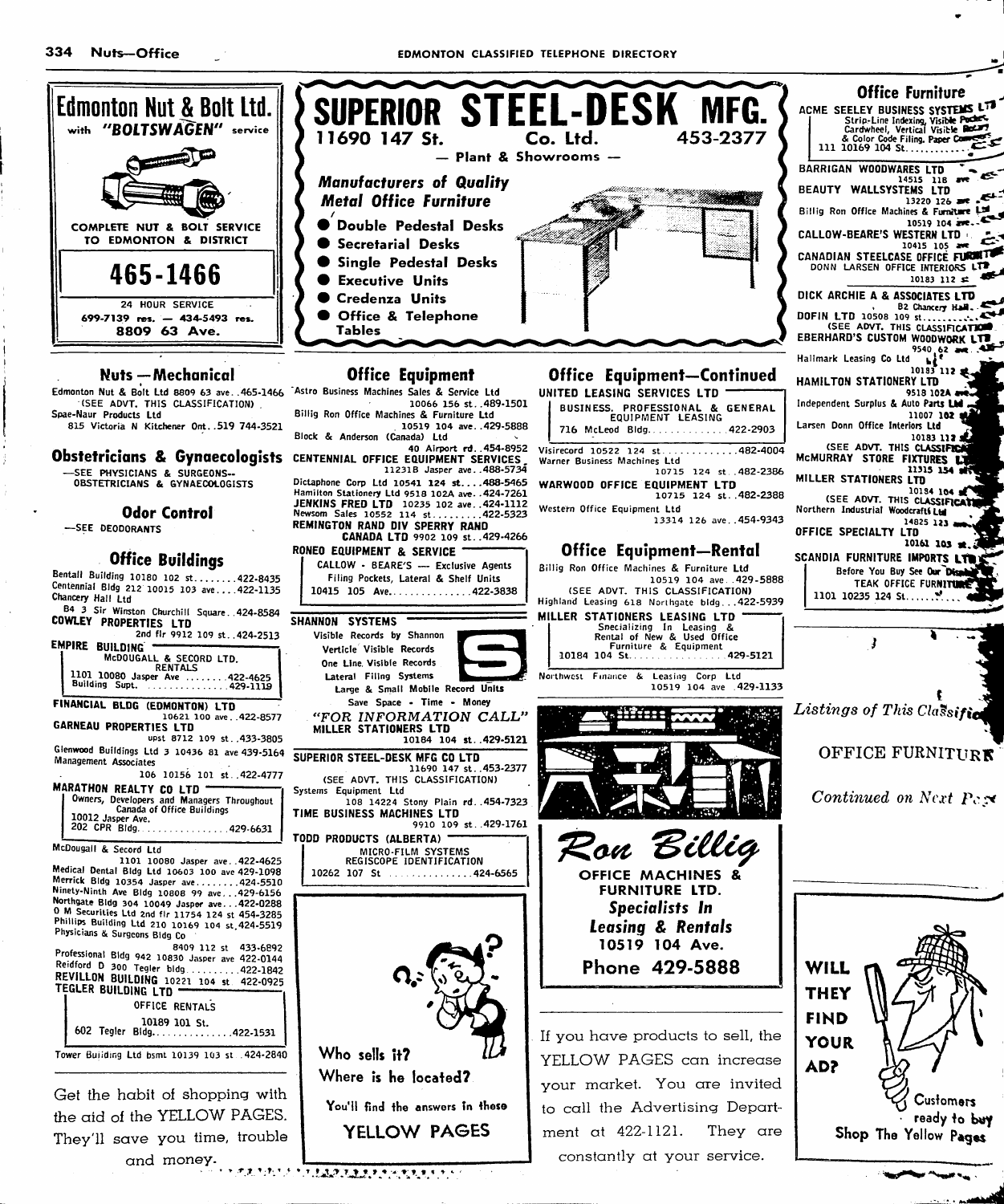**Edmonton Nut & Bolt Ltd.**
with *"BOLTSWAGEN"* service

COMPLETE NUT & BOLT SERVICE TO EDMONTON & DISTRICT

**465-1466**

24 HOUR SERVICE
699-7139 res. — 434-5493 res.
**8809 63 Ave.**

**SUPERIOR STEEL-DESK MFG. Co. Ltd.**
11690 147 St. 453-2377
— Plant & Showrooms —

*Manufacturers of Quality Metal Office Furniture*

- Double Pedestal Desks
- Secretarial Desks
- Single Pedestal Desks
- Executive Units
- Credenza Units
- Office & Telephone Tables

## Nuts—Mechanical

Edmonton Nut & Bolt Ltd 8809 63 ave..465-1466
(SEE ADVT. THIS CLASSIFICATION)
Spae-Naur Products Ltd
815 Victoria N Kitchener Ont..519 744-3521

## Obstetricians & Gynaecologists

—SEE PHYSICIANS & SURGEONS--OBSTETRICIANS & GYNAECOLOGISTS

## Odor Control

—SEE DEODORANTS

## Office Buildings

Bentall Building 10180 102 st........422-8435
Centennial Bldg 212 10015 103 ave....422-1135
Chancery Hall Ltd
B4 3 Sir Winston Churchill Square..424-8584
**COWLEY PROPERTIES LTD**
2nd flr 9912 109 st..424-2513
**EMPIRE BUILDING**
McDOUGALL & SECORD LTD.
RENTALS
1101 10080 Jasper Ave ........422-4625
Building Supt. ...............429-1119
**FINANCIAL BLDG (EDMONTON) LTD**
10621 100 ave..422-8577
**GARNEAU PROPERTIES LTD**
upst 8712 109 st..433-3805
Glenwood Buildings Ltd 3 10436 81 ave 439-5164
Management Associates
106 10156 101 st..422-4777
**MARATHON REALTY CO LTD**
Owners, Developers and Managers Throughout Canada of Office Buildings
10012 Jasper Ave.
202 CPR Bldg. ...............429-6631
McDougall & Secord Ltd
1101 10080 Jasper ave..422-4625
Medical Dental Bldg Ltd 10603 100 ave 429-1098
Merrick Bldg 10354 Jasper ave........424-5510
Ninety-Ninth Ave Bldg 10808 99 ave...429-6156
Northgate Bldg 304 10049 Jasper ave...422-0288
O M Securities Ltd 2nd flr 11754 124 st 454-3285
Phillips Building Ltd 210 10169 104 st.424-5519
Physicians & Surgeons Bldg Co
8409 112 st 433-6892
Professional Bldg 942 10830 Jasper ave 422-0144
Reidford D 300 Tegler bldg..........422-1842
**REVILLON BUILDING** 10221 104 st 422-0925
**TEGLER BUILDING LTD**
OFFICE RENTALS
10189 101 St.
602 Tegler Bldg...............422-1531
Tower Building Ltd bsmt 10139 103 st .424-2840

Get the habit of shopping with the aid of the YELLOW PAGES. They'll save you time, trouble and money.

## Office Equipment

Astro Business Machines Sales & Service Ltd
10066 156 st..489-1501
Billig Ron Office Machines & Furniture Ltd
10519 104 ave..429-5888
Block & Anderson (Canada) Ltd
40 Airport rd..454-8952
**CENTENNIAL OFFICE EQUIPMENT SERVICES**
11231B Jasper ave..488-5734
Dictaphone Corp Ltd 10541 124 st....488-5465
Hamilton Stationery Ltd 9518 102A ave..424-7261
**JENKINS FRED LTD** 10235 102 ave..424-1112
Newsom Sales 10552 114 st..........422-5323
**REMINGTON RAND DIV SPERRY RAND CANADA LTD** 9902 109 st..429-4266
**RONEO EQUIPMENT & SERVICE**
CALLOW - BEARE'S — Exclusive Agents
Filing Pockets, Lateral & Shelf Units
10415 105 Ave...............422-3838
**SHANNON SYSTEMS**
Visible Records by Shannon
Verticle Visible Records
One Line Visible Records
Lateral Filing Systems
Large & Small Mobile Record Units
Save Space - Time - Money
*"FOR INFORMATION CALL"*
**MILLER STATIONERS LTD**
10184 104 st..429-5121
**SUPERIOR STEEL-DESK MFG CO LTD**
11690 147 st..453-2377
(SEE ADVT. THIS CLASSIFICATION)
Systems Equipment Ltd
108 14224 Stony Plain rd..454-7323
**TIME BUSINESS MACHINES LTD**
9910 109 st..429-1761
**TODD PRODUCTS (ALBERTA)**
MICRO-FILM SYSTEMS
REGISCOPE IDENTIFICATION
10262 107 St ...............424-6565

Who sells it?
Where is he located?
You'll find the answers in these
**YELLOW PAGES**

## Office Equipment—Continued

**UNITED LEASING SERVICES LTD**
BUSINESS, PROFESSIONAL & GENERAL EQUIPMENT LEASING
716 McLeod Bldg..............422-2903
Visirecord 10522 124 st.............482-4004
Warner Business Machines Ltd
10715 124 st..482-2386
**WARWOOD OFFICE EQUIPMENT LTD**
10715 124 st..482-2388
Western Office Equipment Ltd
13314 126 ave..454-9343

## Office Equipment—Rental

Billig Ron Office Machines & Furniture Ltd
10519 104 ave..429-5888
(SEE ADVT. THIS CLASSIFICATION)
Highland Leasing 618 Northgate bldg...422-5939
**MILLER STATIONERS LEASING LTD**
Specializing In Leasing & Rental of New & Used Office Furniture & Equipment
10184 104 St..................429-5121
Northwest Finance & Leasing Corp Ltd
10519 104 ave..429-1133

*Ron Billig*
**OFFICE MACHINES & FURNITURE LTD.**
***Specialists In Leasing & Rentals***
**10519 104 Ave.**
**Phone 429-5888**

If you have products to sell, the YELLOW PAGES can increase your market. You are invited to call the Advertising Department at 422-1121. They are constantly at your service.

## Office Furniture

**ACME SEELEY BUSINESS SYSTEMS LTD**
Strip-Line Indexing, Visible Pocket, Cardwheel, Vertical Visible Rotary & Color Code Filing. Paper Conveyors
111 10169 104 St............
**BARRIGAN WOODWARES LTD**
14515 118 ave
**BEAUTY WALLSYSTEMS LTD**
13220 126 ave
Billig Ron Office Machines & Furniture Ltd
10519 104 ave..
**CALLOW-BEARE'S WESTERN LTD**
10415 105 ave
**CANADIAN STEELCASE OFFICE FURNITURE**
DONN LARSEN OFFICE INTERIORS LTD
10183 112 st
**DICK ARCHIE A & ASSOCIATES LTD**
B2 Chancery Hall..
**DOFIN LTD** 10508 109 st..........
(SEE ADVT. THIS CLASSIFICATION)
**EBERHARD'S CUSTOM WOODWORK LTD**
9540 62 ave..
Hallmark Leasing Co Ltd
10183 112 st
**HAMILTON STATIONERY LTD**
9518 102A ave
Independent Surplus & Auto Parts Ltd
11007 102 st
Larsen Donn Office Interiors Ltd
10183 112 st
(SEE ADVT. THIS CLASSIFICATION)
**McMURRAY STORE FIXTURES LTD**
11315 154 st
**MILLER STATIONERS LTD**
10184 104 st
(SEE ADVT. THIS CLASSIFICATION)
Northern Industrial Woodcraft Ltd
14825 123 ave
**OFFICE SPECIALTY LTD**
10161 103 st..
**SCANDIA FURNITURE IMPORTS LTD**
Before You Buy See Our Display
TEAK OFFICE FURNITURE
1101 10235 124 St.........

*Listings of This Classification*

OFFICE FURNITURE

*Continued on Next Page*

**WILL THEY FIND YOUR AD?**
Customers ready to buy
**Shop The Yellow Pages**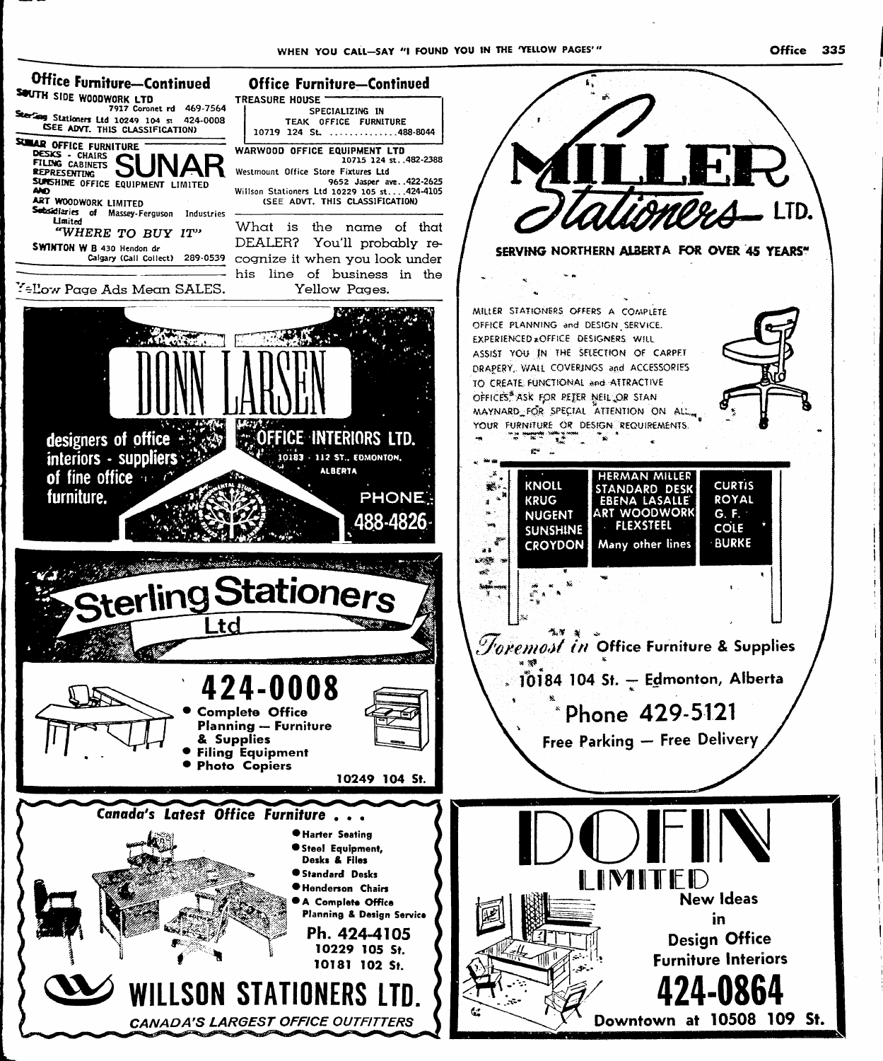## Office Furniture—Continued

**SOUTH SIDE WOODWORK LTD**
7917 Coronet rd 469-7564

Sterling Stationers Ltd 10249 104 st 424-0008
(SEE ADVT. THIS CLASSIFICATION)

**SUNAR OFFICE FURNITURE**
DESKS - CHAIRS
FILING CABINETS
REPRESENTING
**SUNAR**
SUNSHINE OFFICE EQUIPMENT LIMITED
AND
ART WOODWORK LIMITED
Subsidiaries of Massey-Ferguson Industries Limited

*"WHERE TO BUY IT"*

SWINTON W B 430 Hendon dr
Calgary (Call Collect) 289-0539

Yellow Page Ads Mean SALES.

## Office Furniture—Continued

**TREASURE HOUSE**
SPECIALIZING IN
TEAK OFFICE FURNITURE
10719 124 St. ..............488-8044

**WARWOOD OFFICE EQUIPMENT LTD**
10715 124 st..482-2388

Westmount Office Store Fixtures Ltd
9652 Jasper ave..422-2625

Willson Stationers Ltd 10229 105 st....424-4105
(SEE ADVT. THIS CLASSIFICATION)

What is the name of that DEALER? You'll probably recognize it when you look under his line of business in the Yellow Pages.

---

**DONN LARSEN**

designers of office interiors - suppliers of fine office furniture.

**OFFICE INTERIORS LTD.**
10183 - 112 ST., EDMONTON, ALBERTA

PHONE 488-4826

---

**Sterling Stationers Ltd**

**424-0008**

- Complete Office Planning — Furniture & Supplies
- Filing Equipment
- Photo Copiers

10249 104 St.

---

***Canada's Latest Office Furniture . . .***

- Harter Seating
- Steel Equipment, Desks & Files
- Standard Desks
- Henderson Chairs
- A Complete Office Planning & Design Service

**Ph. 424-4105**
10229 105 St.
10181 102 St.

**WILLSON STATIONERS LTD.**

*CANADA'S LARGEST OFFICE OUTFITTERS*

---

**MILLER Stationers LTD.**

**SERVING NORTHERN ALBERTA FOR OVER 45 YEARS"**

MILLER STATIONERS OFFERS A COMPLETE OFFICE PLANNING and DESIGN SERVICE. EXPERIENCED OFFICE DESIGNERS WILL ASSIST YOU IN THE SELECTION OF CARPET DRAPERY, WALL COVERINGS and ACCESSORIES TO CREATE FUNCTIONAL and ATTRACTIVE OFFICES. ASK FOR PETER NEIL OR STAN MAYNARD FOR SPECIAL ATTENTION ON ALL YOUR FURNITURE OR DESIGN REQUIREMENTS.

| | | |
|---|---|---|
| KNOLL | HERMAN MILLER | CURTIS |
| KRUG | STANDARD DESK | ROYAL |
| NUGENT | EBENA LASALLE | G. F. |
| SUNSHINE | ART WOODWORK | COLE |
| CROYDON | FLEXSTEEL | BURKE |
| | Many other lines | |

*Foremost in* Office Furniture & Supplies

10184 104 St. — Edmonton, Alberta

**Phone 429-5121**

Free Parking — Free Delivery

---

**DOFIN LIMITED**

New Ideas in Design Office Furniture Interiors

**424-0864**

Downtown at 10508 109 St.